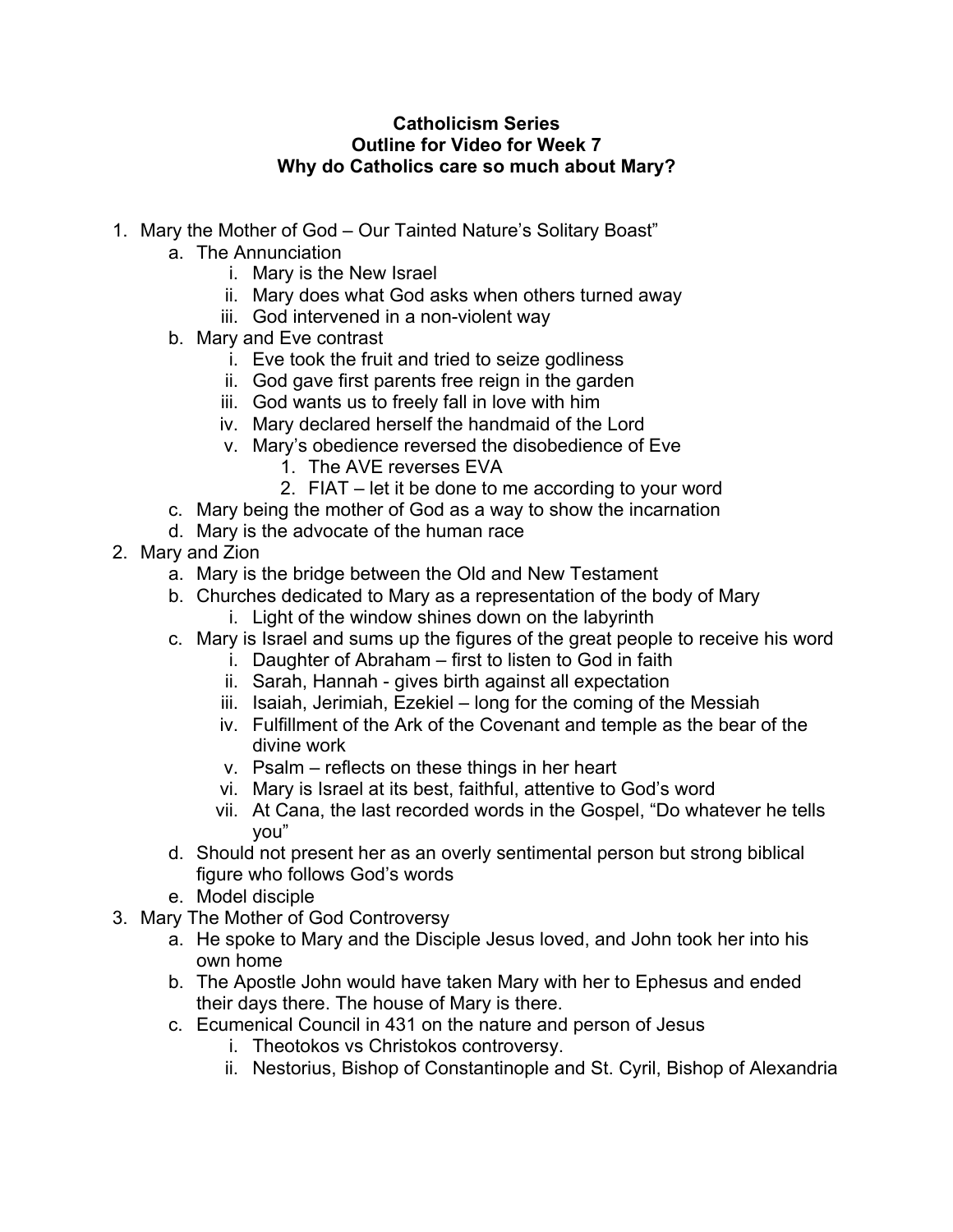**Catholicism Series**
**Outline for Video for Week 7**
**Why do Catholics care so much about Mary?**

1. Mary the Mother of God – Our Tainted Nature's Solitary Boast"
   a. The Annunciation
      i. Mary is the New Israel
      ii. Mary does what God asks when others turned away
      iii. God intervened in a non-violent way
   b. Mary and Eve contrast
      i. Eve took the fruit and tried to seize godliness
      ii. God gave first parents free reign in the garden
      iii. God wants us to freely fall in love with him
      iv. Mary declared herself the handmaid of the Lord
      v. Mary's obedience reversed the disobedience of Eve
         1. The AVE reverses EVA
         2. FIAT – let it be done to me according to your word
   c. Mary being the mother of God as a way to show the incarnation
   d. Mary is the advocate of the human race
2. Mary and Zion
   a. Mary is the bridge between the Old and New Testament
   b. Churches dedicated to Mary as a representation of the body of Mary
      i. Light of the window shines down on the labyrinth
   c. Mary is Israel and sums up the figures of the great people to receive his word
      i. Daughter of Abraham – first to listen to God in faith
      ii. Sarah, Hannah - gives birth against all expectation
      iii. Isaiah, Jerimiah, Ezekiel – long for the coming of the Messiah
      iv. Fulfillment of the Ark of the Covenant and temple as the bear of the divine work
      v. Psalm – reflects on these things in her heart
      vi. Mary is Israel at its best, faithful, attentive to God's word
      vii. At Cana, the last recorded words in the Gospel, "Do whatever he tells you"
   d. Should not present her as an overly sentimental person but strong biblical figure who follows God's words
   e. Model disciple
3. Mary The Mother of God Controversy
   a. He spoke to Mary and the Disciple Jesus loved, and John took her into his own home
   b. The Apostle John would have taken Mary with her to Ephesus and ended their days there. The house of Mary is there.
   c. Ecumenical Council in 431 on the nature and person of Jesus
      i. Theotokos vs Christokos controversy.
      ii. Nestorius, Bishop of Constantinople and St. Cyril, Bishop of Alexandria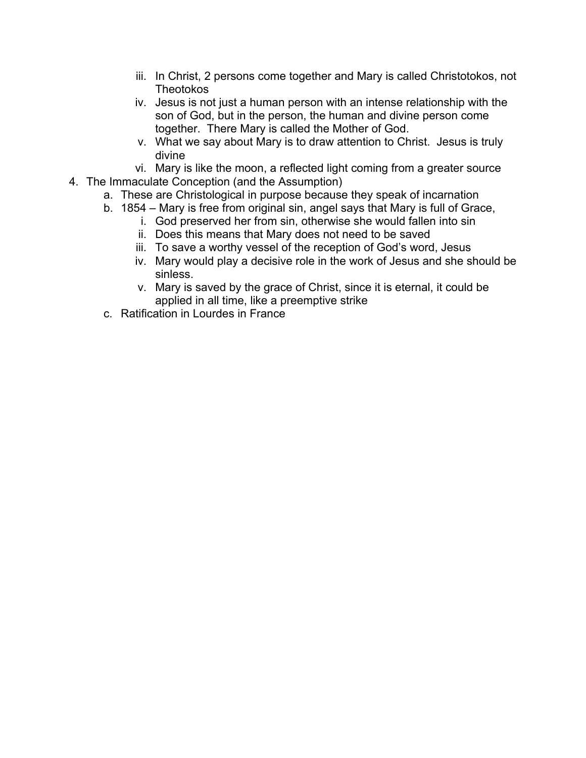iii. In Christ, 2 persons come together and Mary is called Christotokos, not Theotokos
   iv. Jesus is not just a human person with an intense relationship with the son of God, but in the person, the human and divine person come together. There Mary is called the Mother of God.
   v. What we say about Mary is to draw attention to Christ. Jesus is truly divine
   vi. Mary is like the moon, a reflected light coming from a greater source

4. The Immaculate Conception (and the Assumption)
   a. These are Christological in purpose because they speak of incarnation
   b. 1854 – Mary is free from original sin, angel says that Mary is full of Grace,
      i. God preserved her from sin, otherwise she would fallen into sin
      ii. Does this means that Mary does not need to be saved
      iii. To save a worthy vessel of the reception of God's word, Jesus
      iv. Mary would play a decisive role in the work of Jesus and she should be sinless.
      v. Mary is saved by the grace of Christ, since it is eternal, it could be applied in all time, like a preemptive strike
   c. Ratification in Lourdes in France